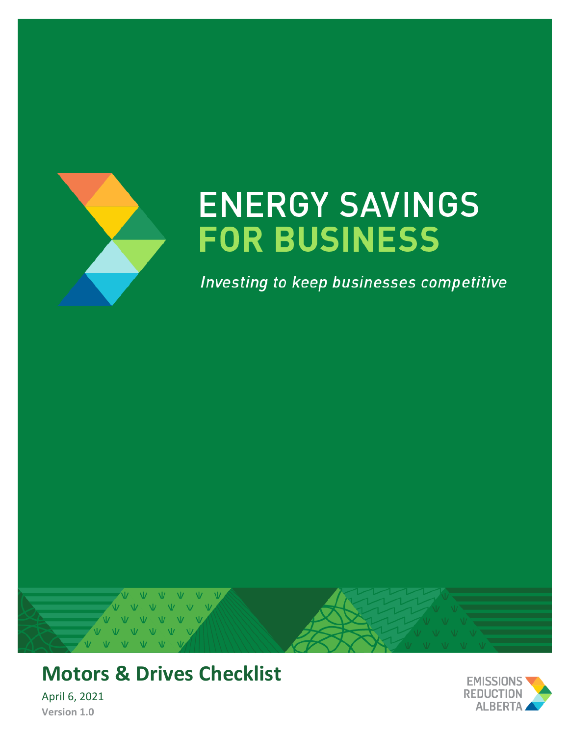# ENERGY SAVINGS
# FOR BUSINESS

*Investing to keep businesses competitive*

## Motors & Drives Checklist

April 6, 2021

**Version 1.0**

EMISSIONS REDUCTION ALBERTA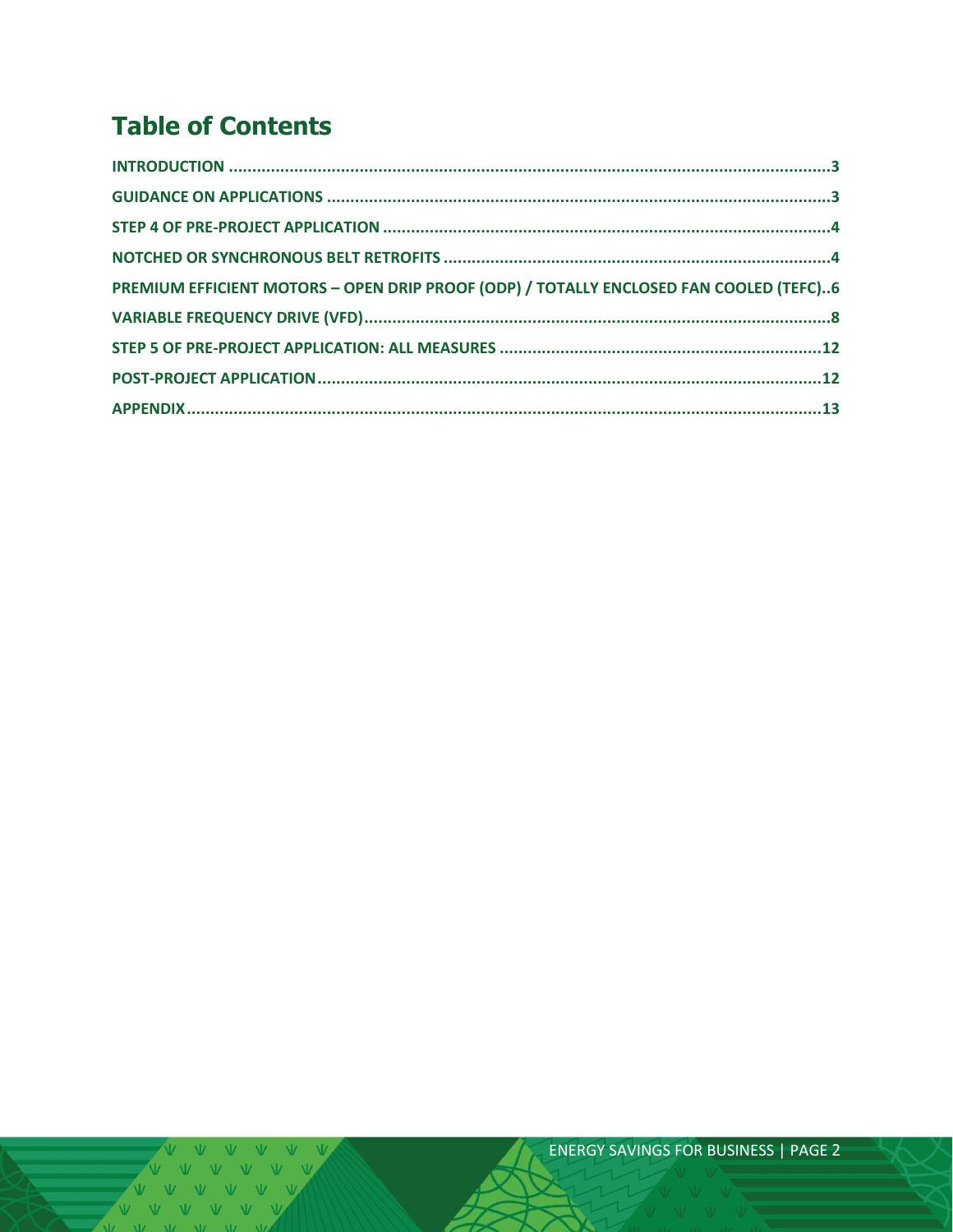# Table of Contents

INTRODUCTION .......................................................................................................................... 3

GUIDANCE ON APPLICATIONS ........................................................................................................ 3

STEP 4 OF PRE-PROJECT APPLICATION ............................................................................................ 4

NOTCHED OR SYNCHRONOUS BELT RETROFITS ............................................................................... 4

PREMIUM EFFICIENT MOTORS – OPEN DRIP PROOF (ODP) / TOTALLY ENCLOSED FAN COOLED (TEFC)..6

VARIABLE FREQUENCY DRIVE (VFD).................................................................................................. 8

STEP 5 OF PRE-PROJECT APPLICATION: ALL MEASURES ................................................................. 12

POST-PROJECT APPLICATION.......................................................................................................... 12

APPENDIX....................................................................................................................................... 13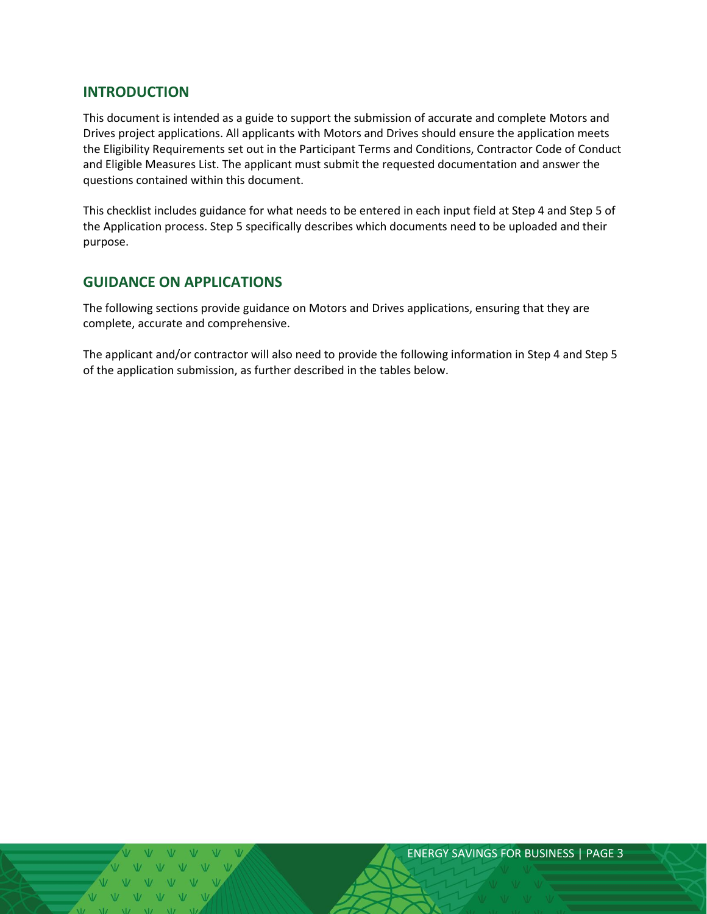## INTRODUCTION

This document is intended as a guide to support the submission of accurate and complete Motors and Drives project applications. All applicants with Motors and Drives should ensure the application meets the Eligibility Requirements set out in the Participant Terms and Conditions, Contractor Code of Conduct and Eligible Measures List. The applicant must submit the requested documentation and answer the questions contained within this document.

This checklist includes guidance for what needs to be entered in each input field at Step 4 and Step 5 of the Application process. Step 5 specifically describes which documents need to be uploaded and their purpose.

## GUIDANCE ON APPLICATIONS

The following sections provide guidance on Motors and Drives applications, ensuring that they are complete, accurate and comprehensive.

The applicant and/or contractor will also need to provide the following information in Step 4 and Step 5 of the application submission, as further described in the tables below.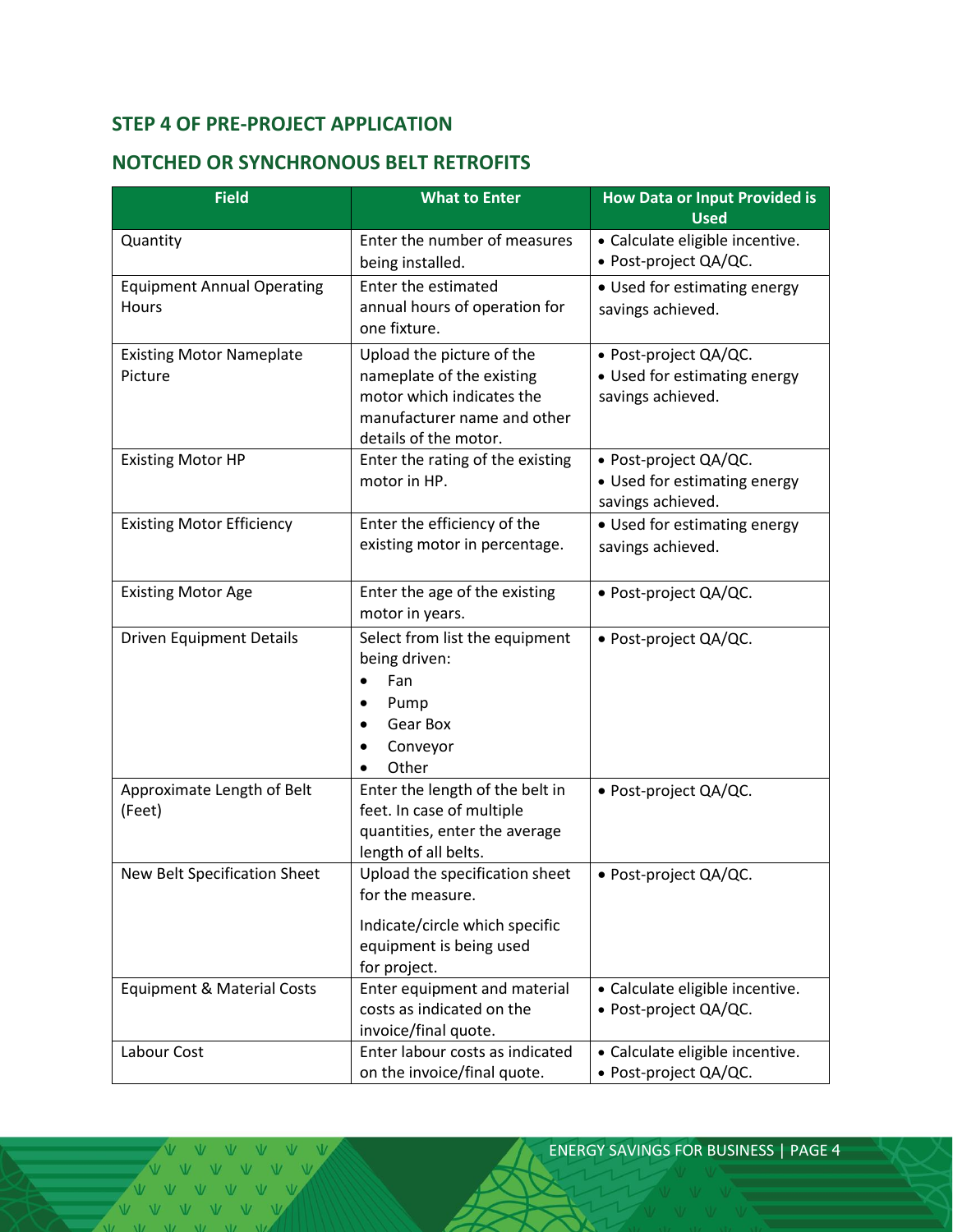## STEP 4 OF PRE-PROJECT APPLICATION

## NOTCHED OR SYNCHRONOUS BELT RETROFITS

| Field | What to Enter | How Data or Input Provided is Used |
|---|---|---|
| Quantity | Enter the number of measures being installed. | • Calculate eligible incentive.<br>• Post-project QA/QC. |
| Equipment Annual Operating Hours | Enter the estimated annual hours of operation for one fixture. | • Used for estimating energy savings achieved. |
| Existing Motor Nameplate Picture | Upload the picture of the nameplate of the existing motor which indicates the manufacturer name and other details of the motor. | • Post-project QA/QC.<br>• Used for estimating energy savings achieved. |
| Existing Motor HP | Enter the rating of the existing motor in HP. | • Post-project QA/QC.<br>• Used for estimating energy savings achieved. |
| Existing Motor Efficiency | Enter the efficiency of the existing motor in percentage. | • Used for estimating energy savings achieved. |
| Existing Motor Age | Enter the age of the existing motor in years. | • Post-project QA/QC. |
| Driven Equipment Details | Select from list the equipment being driven:<br>• Fan<br>• Pump<br>• Gear Box<br>• Conveyor<br>• Other | • Post-project QA/QC. |
| Approximate Length of Belt (Feet) | Enter the length of the belt in feet. In case of multiple quantities, enter the average length of all belts. | • Post-project QA/QC. |
| New Belt Specification Sheet | Upload the specification sheet for the measure.<br><br>Indicate/circle which specific equipment is being used for project. | • Post-project QA/QC. |
| Equipment & Material Costs | Enter equipment and material costs as indicated on the invoice/final quote. | • Calculate eligible incentive.<br>• Post-project QA/QC. |
| Labour Cost | Enter labour costs as indicated on the invoice/final quote. | • Calculate eligible incentive.<br>• Post-project QA/QC. |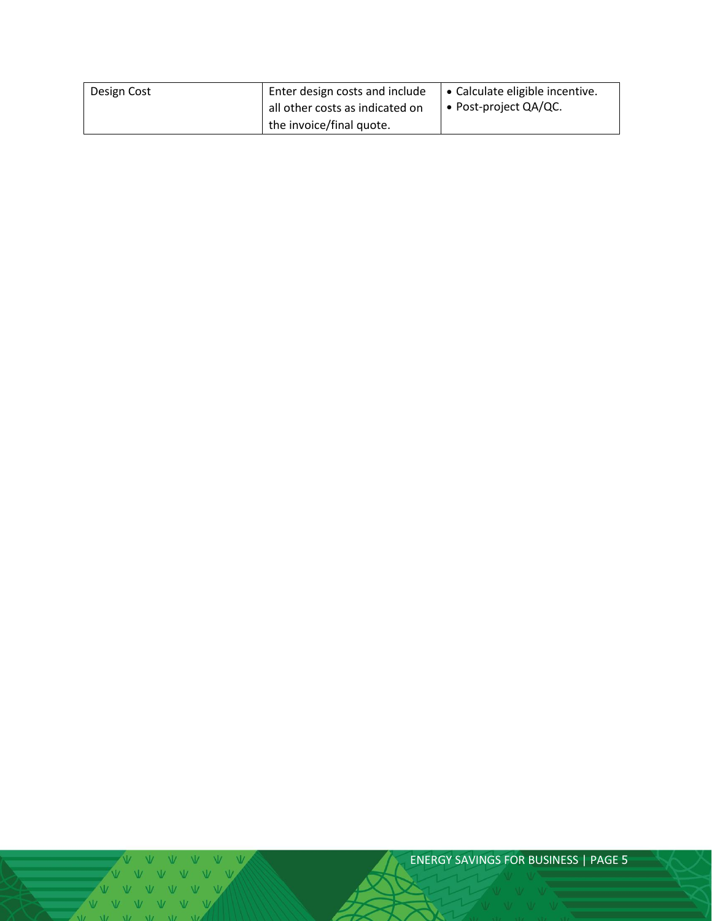| Design Cost | Enter design costs and include all other costs as indicated on the invoice/final quote. | • Calculate eligible incentive.<br>• Post-project QA/QC. |
|---|---|---|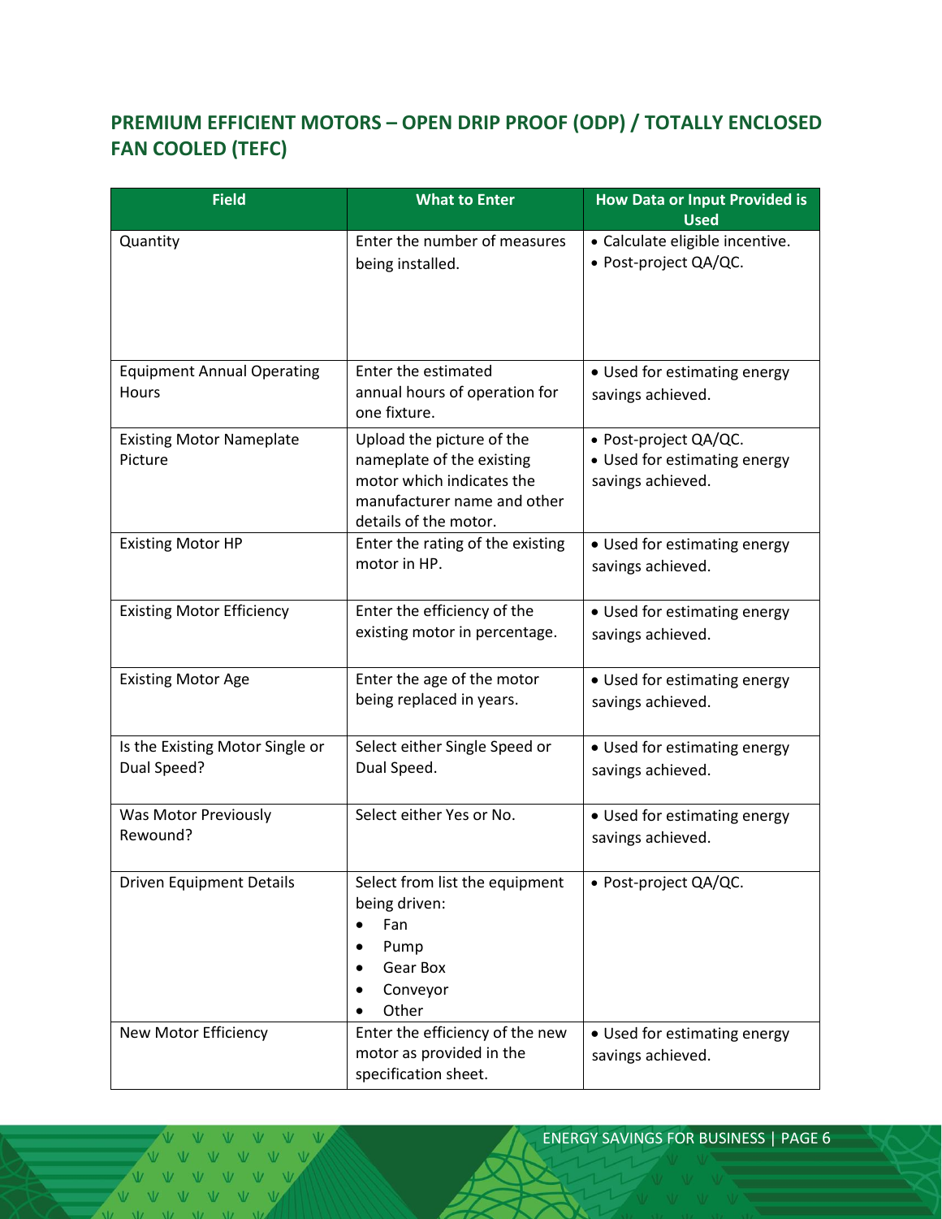## PREMIUM EFFICIENT MOTORS – OPEN DRIP PROOF (ODP) / TOTALLY ENCLOSED FAN COOLED (TEFC)

| Field | What to Enter | How Data or Input Provided is Used |
|---|---|---|
| Quantity | Enter the number of measures being installed. | • Calculate eligible incentive.<br>• Post-project QA/QC. |
| Equipment Annual Operating Hours | Enter the estimated annual hours of operation for one fixture. | • Used for estimating energy savings achieved. |
| Existing Motor Nameplate Picture | Upload the picture of the nameplate of the existing motor which indicates the manufacturer name and other details of the motor. | • Post-project QA/QC.<br>• Used for estimating energy savings achieved. |
| Existing Motor HP | Enter the rating of the existing motor in HP. | • Used for estimating energy savings achieved. |
| Existing Motor Efficiency | Enter the efficiency of the existing motor in percentage. | • Used for estimating energy savings achieved. |
| Existing Motor Age | Enter the age of the motor being replaced in years. | • Used for estimating energy savings achieved. |
| Is the Existing Motor Single or Dual Speed? | Select either Single Speed or Dual Speed. | • Used for estimating energy savings achieved. |
| Was Motor Previously Rewound? | Select either Yes or No. | • Used for estimating energy savings achieved. |
| Driven Equipment Details | Select from list the equipment being driven:<br>• Fan<br>• Pump<br>• Gear Box<br>• Conveyor<br>• Other | • Post-project QA/QC. |
| New Motor Efficiency | Enter the efficiency of the new motor as provided in the specification sheet. | • Used for estimating energy savings achieved. |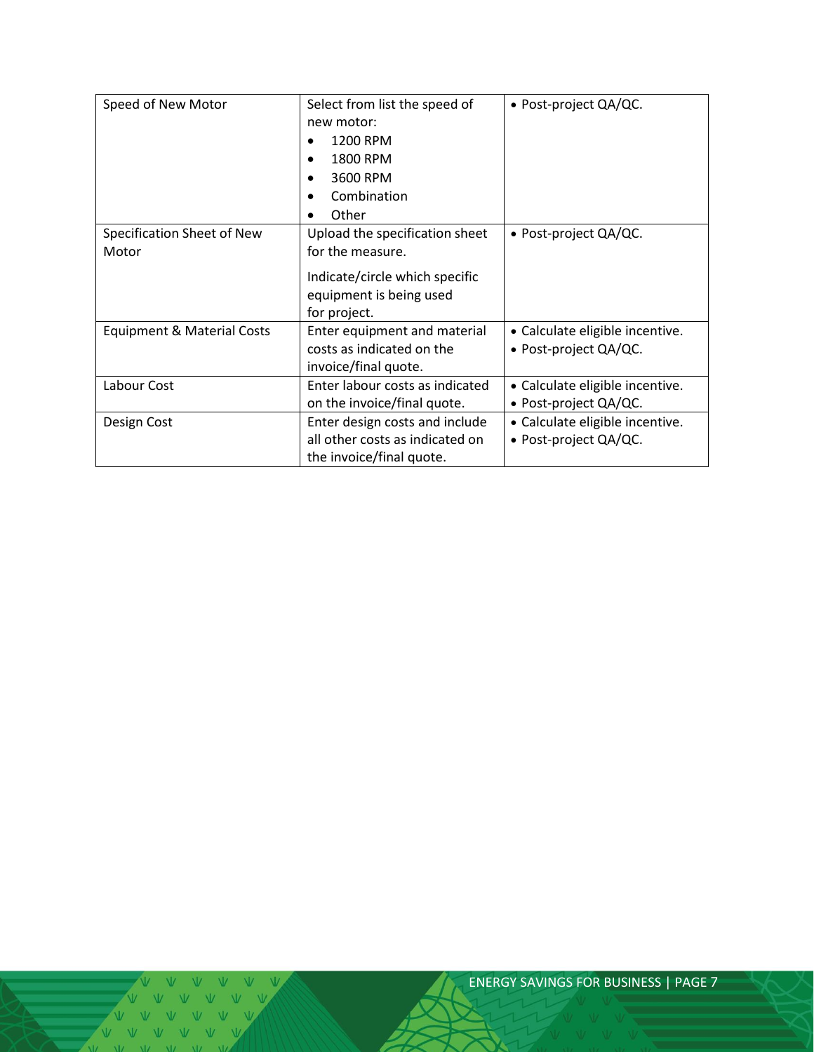| Speed of New Motor | Select from list the speed of new motor:<br>• 1200 RPM<br>• 1800 RPM<br>• 3600 RPM<br>• Combination<br>• Other | • Post-project QA/QC. |
| --- | --- | --- |
| Specification Sheet of New Motor | Upload the specification sheet for the measure.<br><br>Indicate/circle which specific equipment is being used for project. | • Post-project QA/QC. |
| Equipment & Material Costs | Enter equipment and material costs as indicated on the invoice/final quote. | • Calculate eligible incentive.<br>• Post-project QA/QC. |
| Labour Cost | Enter labour costs as indicated on the invoice/final quote. | • Calculate eligible incentive.<br>• Post-project QA/QC. |
| Design Cost | Enter design costs and include all other costs as indicated on the invoice/final quote. | • Calculate eligible incentive.<br>• Post-project QA/QC. |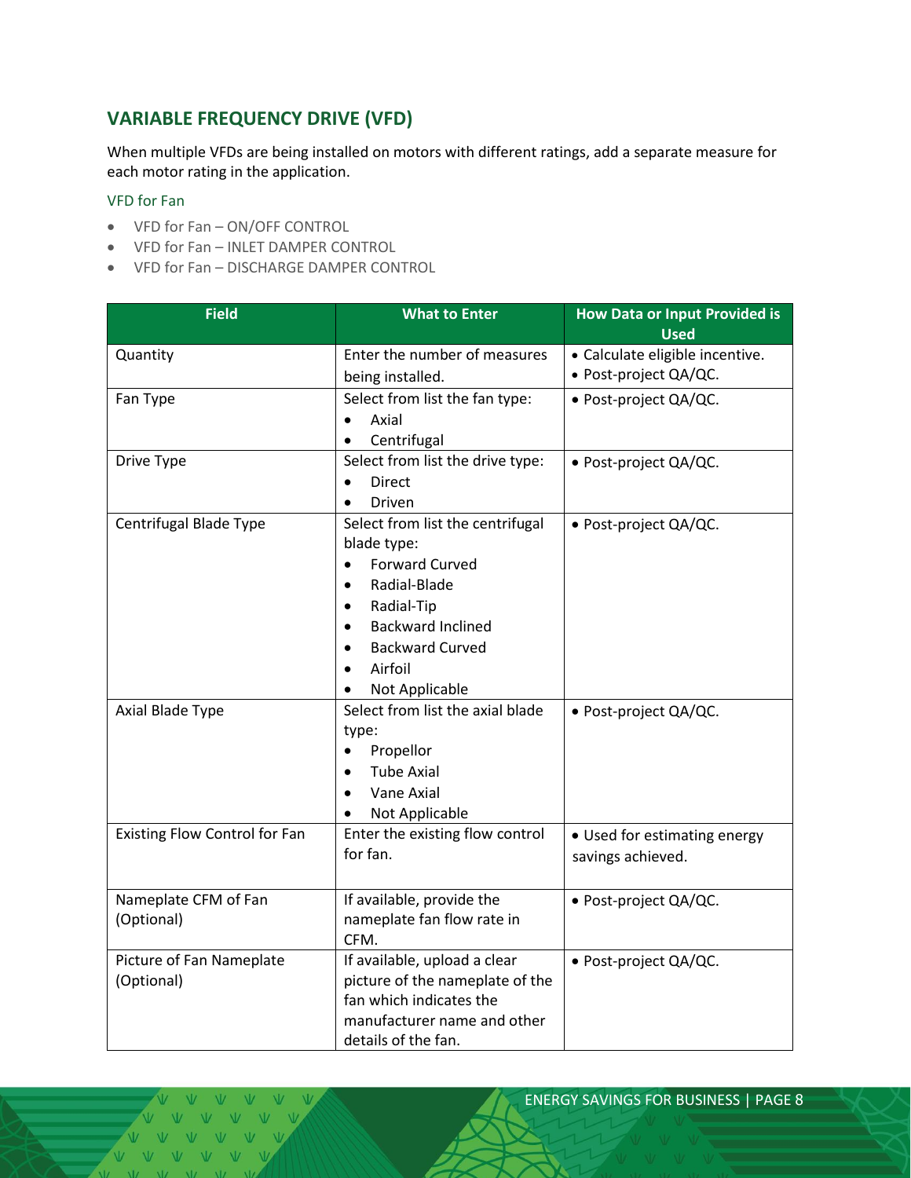## VARIABLE FREQUENCY DRIVE (VFD)

When multiple VFDs are being installed on motors with different ratings, add a separate measure for each motor rating in the application.

### VFD for Fan

- VFD for Fan – ON/OFF CONTROL
- VFD for Fan – INLET DAMPER CONTROL
- VFD for Fan – DISCHARGE DAMPER CONTROL

| Field | What to Enter | How Data or Input Provided is Used |
|---|---|---|
| Quantity | Enter the number of measures being installed. | • Calculate eligible incentive.<br>• Post-project QA/QC. |
| Fan Type | Select from list the fan type:<br>• Axial<br>• Centrifugal | • Post-project QA/QC. |
| Drive Type | Select from list the drive type:<br>• Direct<br>• Driven | • Post-project QA/QC. |
| Centrifugal Blade Type | Select from list the centrifugal blade type:<br>• Forward Curved<br>• Radial-Blade<br>• Radial-Tip<br>• Backward Inclined<br>• Backward Curved<br>• Airfoil<br>• Not Applicable | • Post-project QA/QC. |
| Axial Blade Type | Select from list the axial blade type:<br>• Propellor<br>• Tube Axial<br>• Vane Axial<br>• Not Applicable | • Post-project QA/QC. |
| Existing Flow Control for Fan | Enter the existing flow control for fan. | • Used for estimating energy savings achieved. |
| Nameplate CFM of Fan (Optional) | If available, provide the nameplate fan flow rate in CFM. | • Post-project QA/QC. |
| Picture of Fan Nameplate (Optional) | If available, upload a clear picture of the nameplate of the fan which indicates the manufacturer name and other details of the fan. | • Post-project QA/QC. |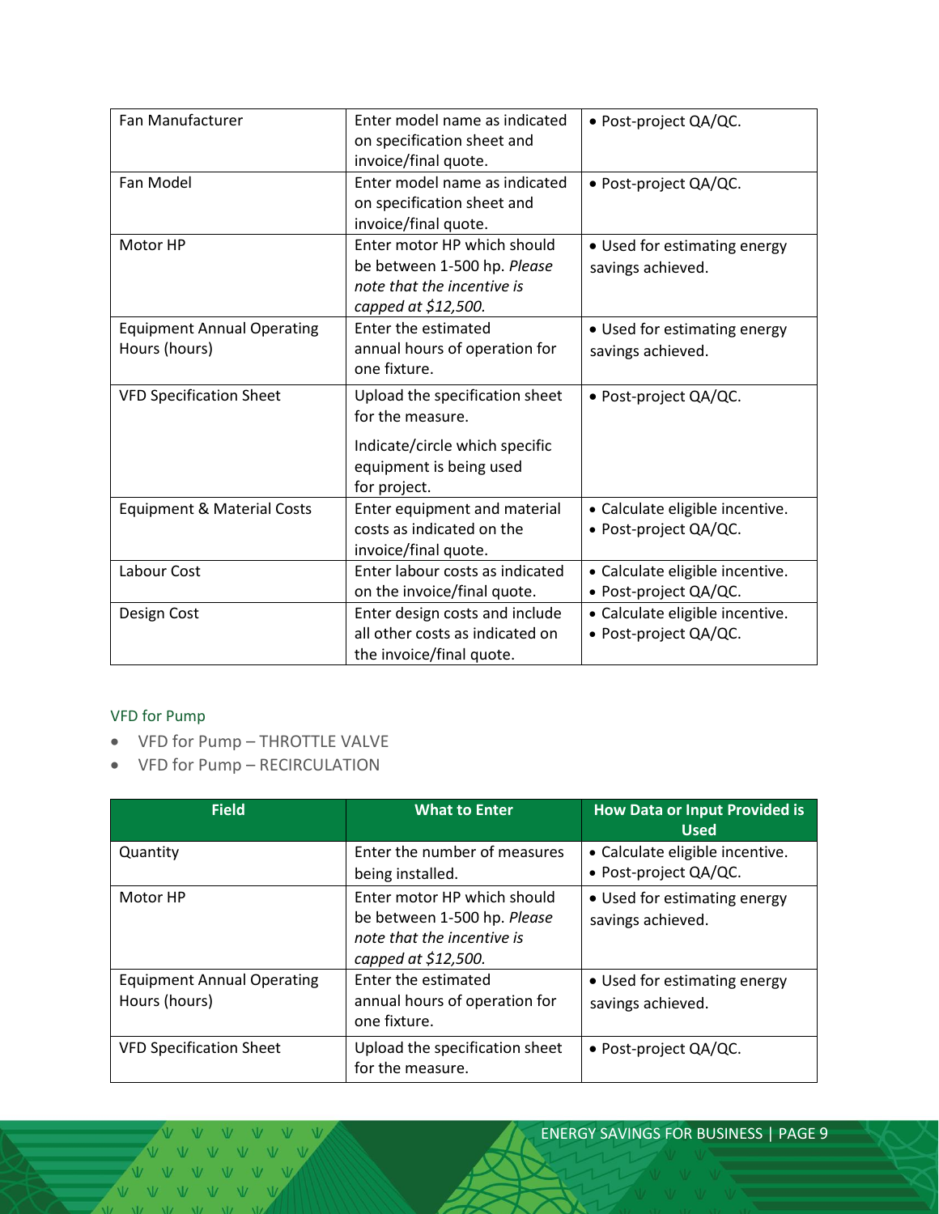| Field | What to Enter | How Data or Input Provided is Used |
| --- | --- | --- |
| Fan Manufacturer | Enter model name as indicated on specification sheet and invoice/final quote. | • Post-project QA/QC. |
| Fan Model | Enter model name as indicated on specification sheet and invoice/final quote. | • Post-project QA/QC. |
| Motor HP | Enter motor HP which should be between 1-500 hp. *Please note that the incentive is capped at $12,500.* | • Used for estimating energy savings achieved. |
| Equipment Annual Operating Hours (hours) | Enter the estimated annual hours of operation for one fixture. | • Used for estimating energy savings achieved. |
| VFD Specification Sheet | Upload the specification sheet for the measure.<br><br>Indicate/circle which specific equipment is being used for project. | • Post-project QA/QC. |
| Equipment & Material Costs | Enter equipment and material costs as indicated on the invoice/final quote. | • Calculate eligible incentive.<br>• Post-project QA/QC. |
| Labour Cost | Enter labour costs as indicated on the invoice/final quote. | • Calculate eligible incentive.<br>• Post-project QA/QC. |
| Design Cost | Enter design costs and include all other costs as indicated on the invoice/final quote. | • Calculate eligible incentive.<br>• Post-project QA/QC. |

### VFD for Pump

- VFD for Pump – THROTTLE VALVE
- VFD for Pump – RECIRCULATION

| Field | What to Enter | How Data or Input Provided is Used |
| --- | --- | --- |
| Quantity | Enter the number of measures being installed. | • Calculate eligible incentive.<br>• Post-project QA/QC. |
| Motor HP | Enter motor HP which should be between 1-500 hp. *Please note that the incentive is capped at $12,500.* | • Used for estimating energy savings achieved. |
| Equipment Annual Operating Hours (hours) | Enter the estimated annual hours of operation for one fixture. | • Used for estimating energy savings achieved. |
| VFD Specification Sheet | Upload the specification sheet for the measure. | • Post-project QA/QC. |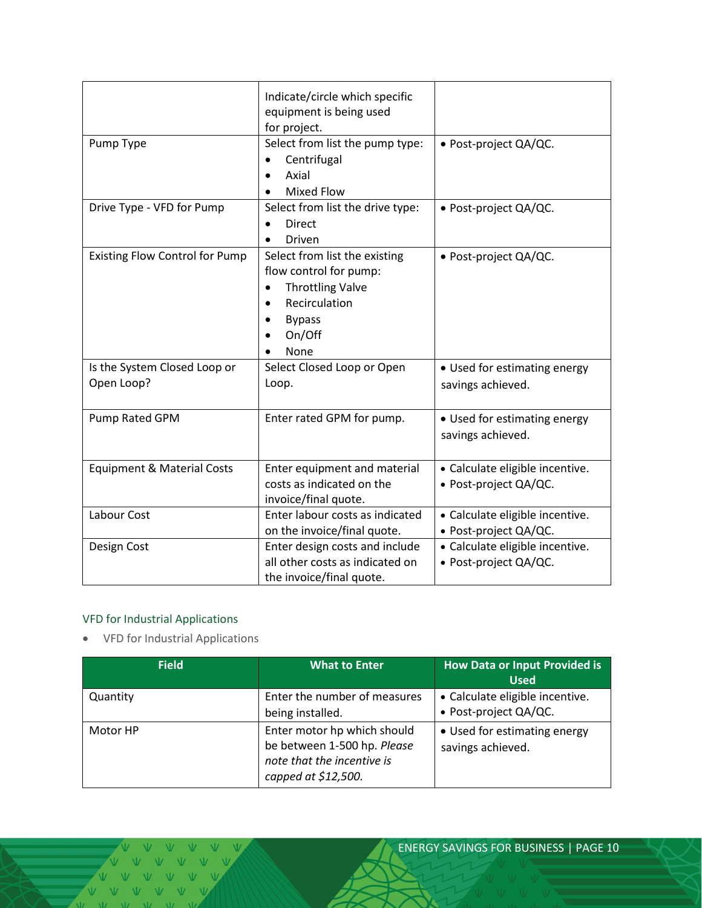| | | |
|---|---|---|
| | Indicate/circle which specific equipment is being used for project. | |
| Pump Type | Select from list the pump type:<br>• Centrifugal<br>• Axial<br>• Mixed Flow | • Post-project QA/QC. |
| Drive Type - VFD for Pump | Select from list the drive type:<br>• Direct<br>• Driven | • Post-project QA/QC. |
| Existing Flow Control for Pump | Select from list the existing flow control for pump:<br>• Throttling Valve<br>• Recirculation<br>• Bypass<br>• On/Off<br>• None | • Post-project QA/QC. |
| Is the System Closed Loop or Open Loop? | Select Closed Loop or Open Loop. | • Used for estimating energy savings achieved. |
| Pump Rated GPM | Enter rated GPM for pump. | • Used for estimating energy savings achieved. |
| Equipment & Material Costs | Enter equipment and material costs as indicated on the invoice/final quote. | • Calculate eligible incentive.<br>• Post-project QA/QC. |
| Labour Cost | Enter labour costs as indicated on the invoice/final quote. | • Calculate eligible incentive.<br>• Post-project QA/QC. |
| Design Cost | Enter design costs and include all other costs as indicated on the invoice/final quote. | • Calculate eligible incentive.<br>• Post-project QA/QC. |

### VFD for Industrial Applications

- VFD for Industrial Applications

| Field | What to Enter | How Data or Input Provided is Used |
|---|---|---|
| Quantity | Enter the number of measures being installed. | • Calculate eligible incentive.<br>• Post-project QA/QC. |
| Motor HP | Enter motor hp which should be between 1-500 hp. *Please note that the incentive is capped at $12,500.* | • Used for estimating energy savings achieved. |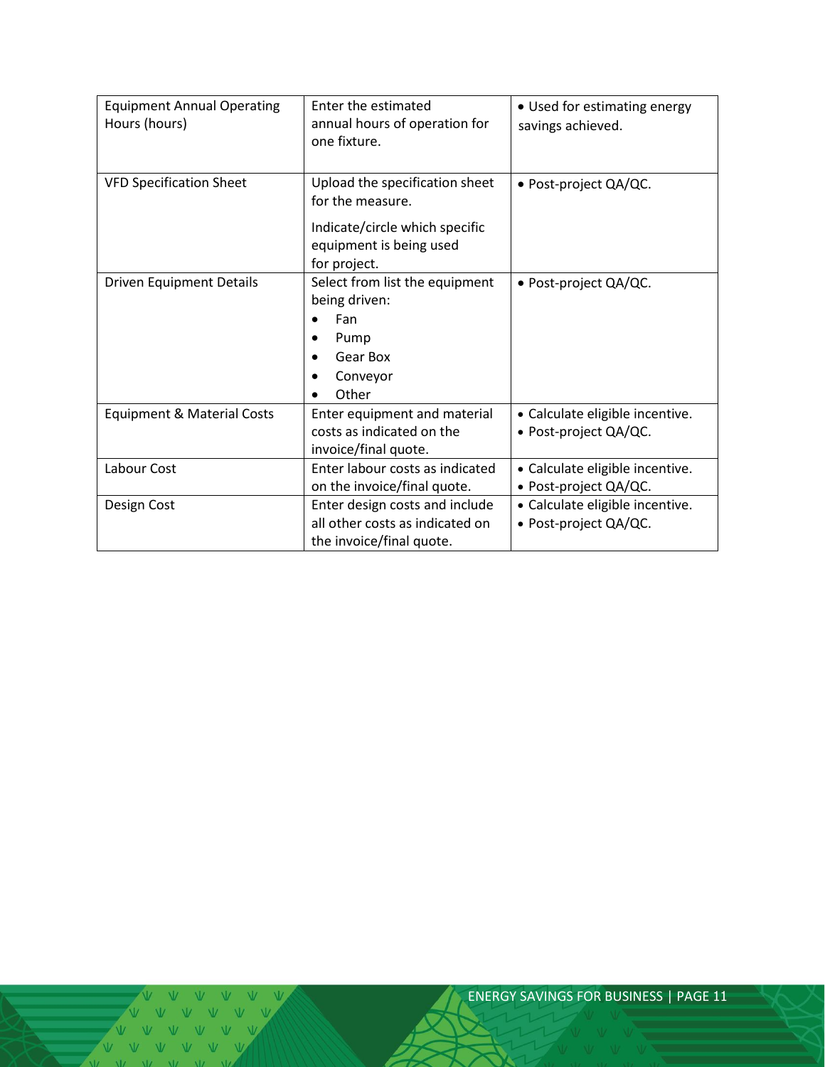| | | |
|---|---|---|
| Equipment Annual Operating Hours (hours) | Enter the estimated annual hours of operation for one fixture. | • Used for estimating energy savings achieved. |
| VFD Specification Sheet | Upload the specification sheet for the measure.<br><br>Indicate/circle which specific equipment is being used for project. | • Post-project QA/QC. |
| Driven Equipment Details | Select from list the equipment being driven:<br>• Fan<br>• Pump<br>• Gear Box<br>• Conveyor<br>• Other | • Post-project QA/QC. |
| Equipment & Material Costs | Enter equipment and material costs as indicated on the invoice/final quote. | • Calculate eligible incentive.<br>• Post-project QA/QC. |
| Labour Cost | Enter labour costs as indicated on the invoice/final quote. | • Calculate eligible incentive.<br>• Post-project QA/QC. |
| Design Cost | Enter design costs and include all other costs as indicated on the invoice/final quote. | • Calculate eligible incentive.<br>• Post-project QA/QC. |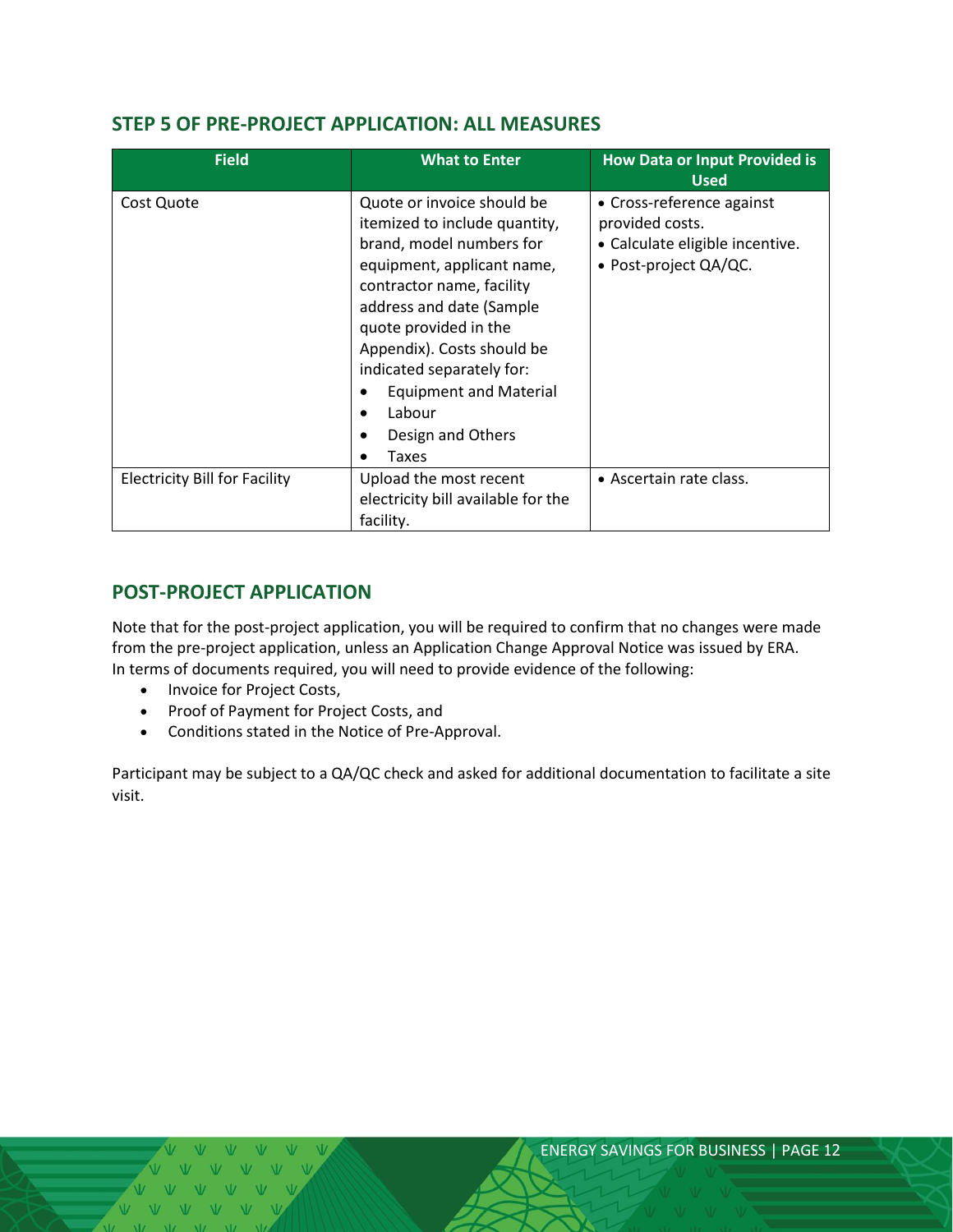## STEP 5 OF PRE-PROJECT APPLICATION: ALL MEASURES

| Field | What to Enter | How Data or Input Provided is Used |
| --- | --- | --- |
| Cost Quote | Quote or invoice should be itemized to include quantity, brand, model numbers for equipment, applicant name, contractor name, facility address and date (Sample quote provided in the Appendix). Costs should be indicated separately for: <br>• Equipment and Material <br>• Labour <br>• Design and Others <br>• Taxes | • Cross-reference against provided costs. <br>• Calculate eligible incentive. <br>• Post-project QA/QC. |
| Electricity Bill for Facility | Upload the most recent electricity bill available for the facility. | • Ascertain rate class. |

## POST-PROJECT APPLICATION

Note that for the post-project application, you will be required to confirm that no changes were made from the pre-project application, unless an Application Change Approval Notice was issued by ERA. In terms of documents required, you will need to provide evidence of the following:

- Invoice for Project Costs,
- Proof of Payment for Project Costs, and
- Conditions stated in the Notice of Pre-Approval.

Participant may be subject to a QA/QC check and asked for additional documentation to facilitate a site visit.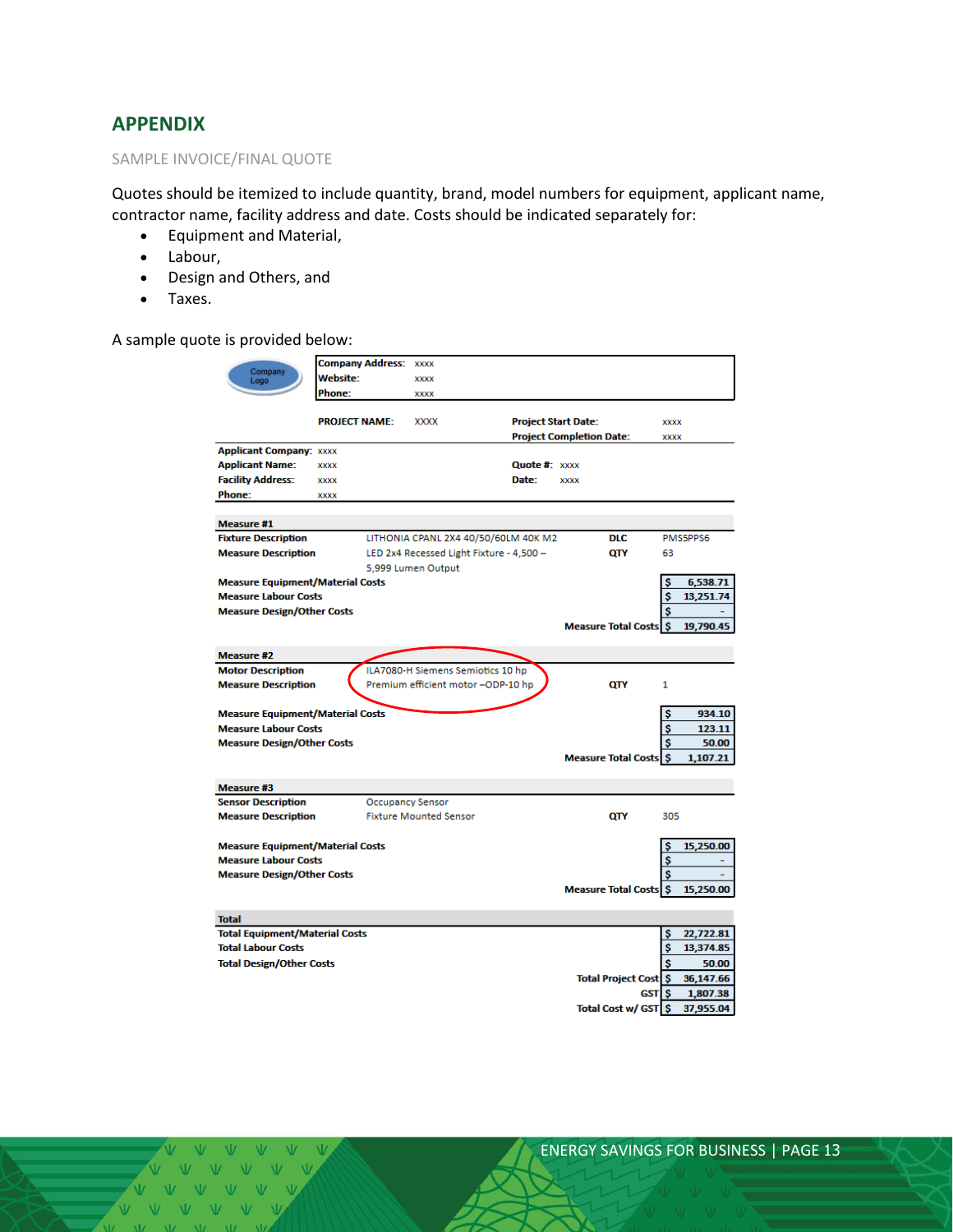## APPENDIX

SAMPLE INVOICE/FINAL QUOTE

Quotes should be itemized to include quantity, brand, model numbers for equipment, applicant name, contractor name, facility address and date. Costs should be indicated separately for:

- Equipment and Material,
- Labour,
- Design and Others, and
- Taxes.

A sample quote is provided below:

Company Logo

| | |
|---|---|
| **Company Address:** | xxxx |
| **Website:** | xxxx |
| **Phone:** | xxxx |

**PROJECT NAME:** XXXX

**Project Start Date:** xxxx
**Project Completion Date:** xxxx

**Applicant Company:** xxxx
**Applicant Name:** xxxx
**Facility Address:** xxxx
**Phone:** xxxx

**Quote #:** xxxx
**Date:** xxxx

| **Measure #1** | | | | |
|---|---|---|---|---|
| **Fixture Description** | LITHONIA CPANL 2X4 40/50/60LM 40K M2 | **DLC** | PMS5PPS6 | |
| **Measure Description** | LED 2x4 Recessed Light Fixture - 4,500 – 5,999 Lumen Output | **QTY** | 63 | |
| **Measure Equipment/Material Costs** | | | | $ 6,538.71 |
| **Measure Labour Costs** | | | | $ 13,251.74 |
| **Measure Design/Other Costs** | | | | $ - |
| | | | **Measure Total Costs** | $ 19,790.45 |

| **Measure #2** | | | | |
|---|---|---|---|---|
| **Motor Description** | ILA7080-H Siemens Semiotics 10 hp | | | |
| **Measure Description** | Premium efficient motor –ODP-10 hp | **QTY** | 1 | |
| **Measure Equipment/Material Costs** | | | | $ 934.10 |
| **Measure Labour Costs** | | | | $ 123.11 |
| **Measure Design/Other Costs** | | | | $ 50.00 |
| | | | **Measure Total Costs** | $ 1,107.21 |

| **Measure #3** | | | | |
|---|---|---|---|---|
| **Sensor Description** | Occupancy Sensor | | | |
| **Measure Description** | Fixture Mounted Sensor | **QTY** | 305 | |
| **Measure Equipment/Material Costs** | | | | $ 15,250.00 |
| **Measure Labour Costs** | | | | $ - |
| **Measure Design/Other Costs** | | | | $ - |
| | | | **Measure Total Costs** | $ 15,250.00 |

| **Total** | | |
|---|---|---|
| **Total Equipment/Material Costs** | | $ 22,722.81 |
| **Total Labour Costs** | | $ 13,374.85 |
| **Total Design/Other Costs** | | $ 50.00 |
| | **Total Project Cost** | $ 36,147.66 |
| | **GST** | $ 1,807.38 |
| | **Total Cost w/ GST** | $ 37,955.04 |